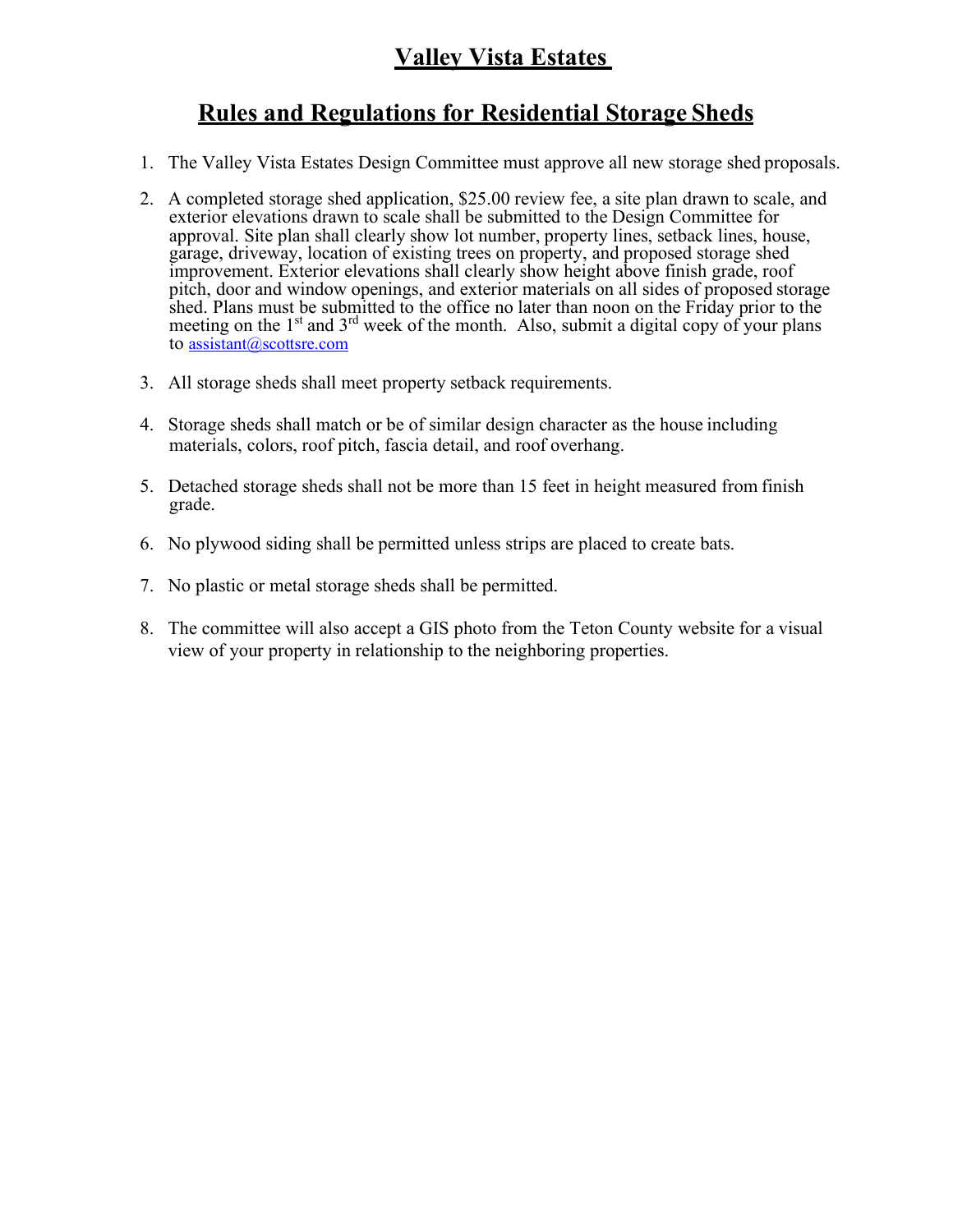# Valley Vista Estates

## Rules and Regulations for Residential Storage Sheds

1. The Valley Vista Estates Design Committee must approve all new storage shed proposals.

2. A completed storage shed application, $25.00 review fee, a site plan drawn to scale, and exterior elevations drawn to scale shall be submitted to the Design Committee for approval. Site plan shall clearly show lot number, property lines, setback lines, house, garage, driveway, location of existing trees on property, and proposed storage shed improvement. Exterior elevations shall clearly show height above finish grade, roof pitch, door and window openings, and exterior materials on all sides of proposed storage shed. Plans must be submitted to the office no later than noon on the Friday prior to the meeting on the 1st and 3rd week of the month. Also, submit a digital copy of your plans to assistant@scottsre.com

3. All storage sheds shall meet property setback requirements.

4. Storage sheds shall match or be of similar design character as the house including materials, colors, roof pitch, fascia detail, and roof overhang.

5. Detached storage sheds shall not be more than 15 feet in height measured from finish grade.

6. No plywood siding shall be permitted unless strips are placed to create bats.

7. No plastic or metal storage sheds shall be permitted.

8. The committee will also accept a GIS photo from the Teton County website for a visual view of your property in relationship to the neighboring properties.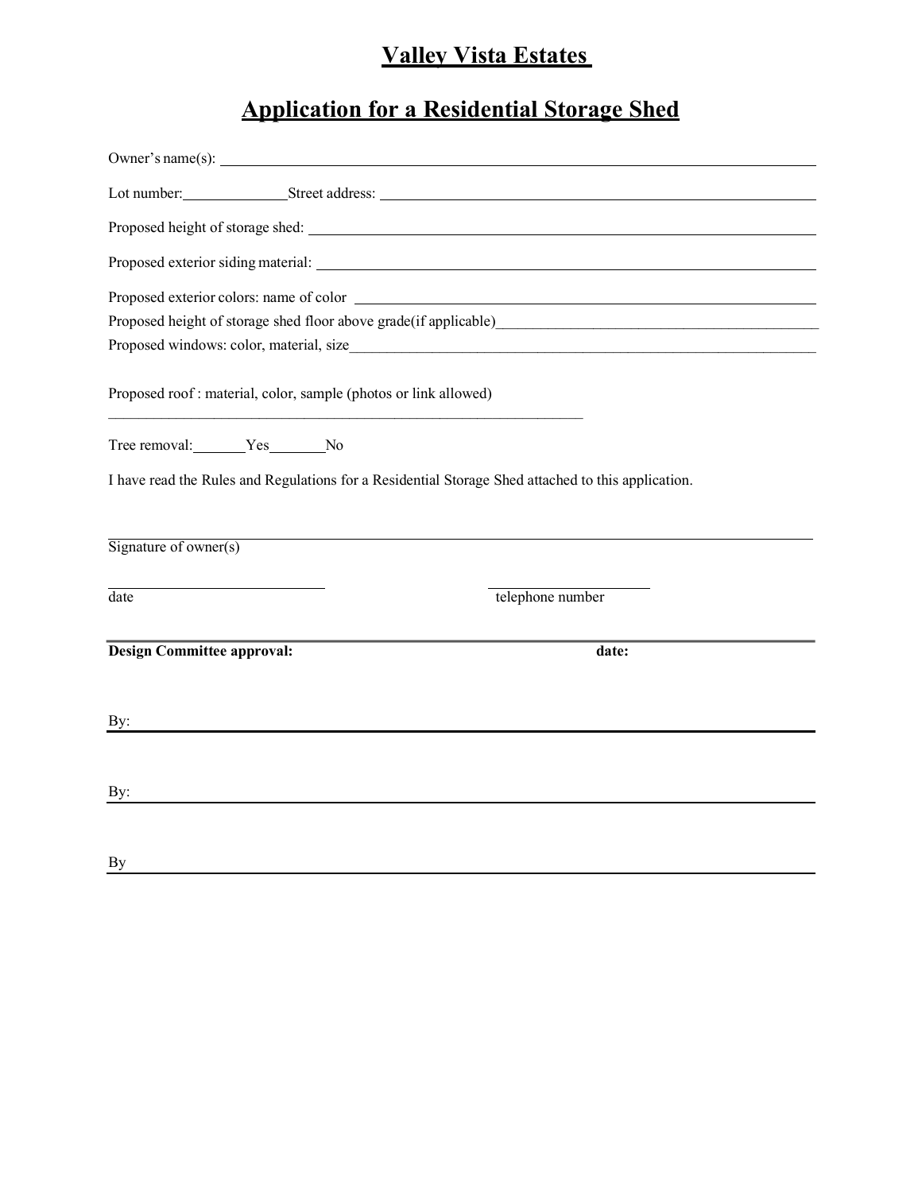# Valley Vista Estates

## Application for a Residential Storage Shed

Owner's name(s): ______________________________

Lot number: ____________ Street address: ______________________________

Proposed height of storage shed: ______________________________

Proposed exterior siding material: ______________________________

Proposed exterior colors: name of color ______________________________

Proposed height of storage shed floor above grade(if applicable)______________________________

Proposed windows: color, material, size______________________________

Proposed roof : material, color, sample (photos or link allowed)

______________________________

Tree removal: _______ Yes _______ No

I have read the Rules and Regulations for a Residential Storage Shed attached to this application.

______________________________

Signature of owner(s)

______________________________ ______________________________

date telephone number

**Design Committee approval:** **date:**

By: ______________________________

By: ______________________________

By ______________________________